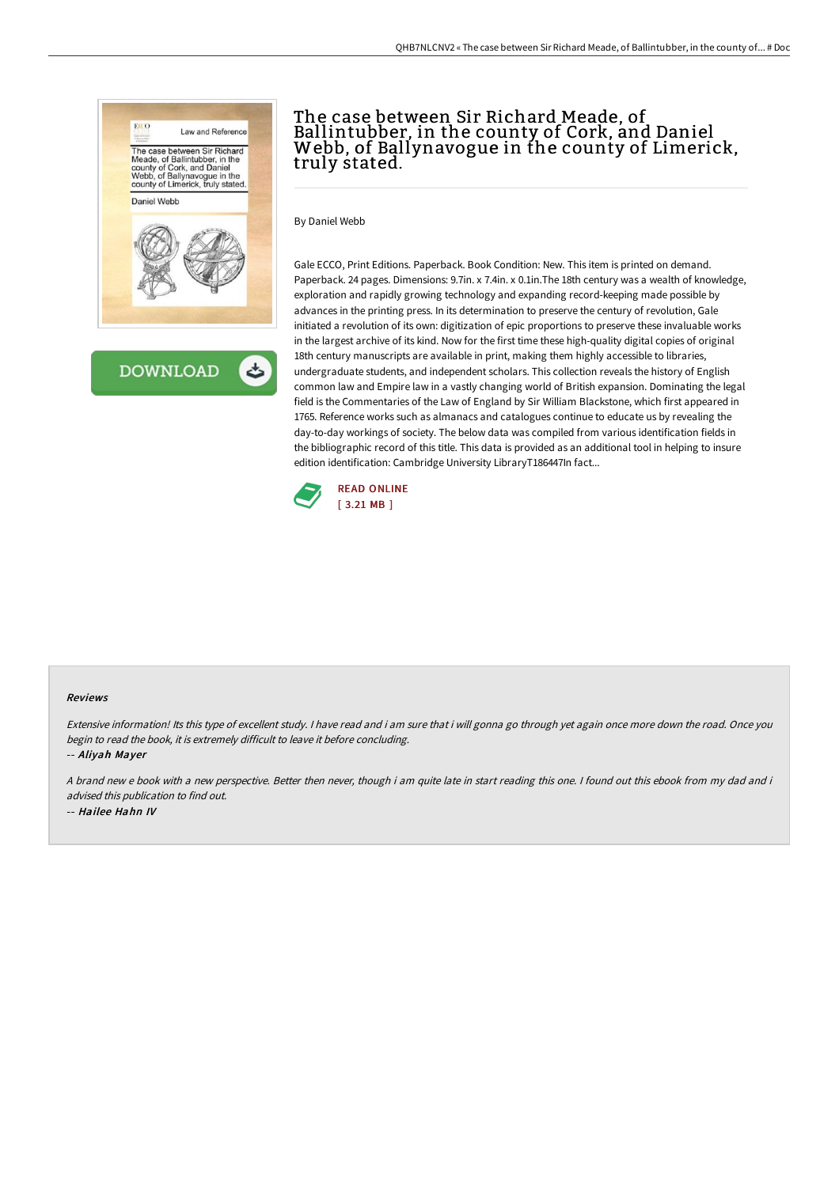# The case between Sir Richard Meade, of Ballintubber, in the county of Cork, and Daniel Webb, of Ballynavogue in the county of Limerick, truly stated.

By Daniel Webb

Gale ECCO, Print Editions. Paperback. Book Condition: New. This item is printed on demand. Paperback. 24 pages. Dimensions: 9.7in. x 7.4in. x 0.1in.The 18th century was a wealth of knowledge, exploration and rapidly growing technology and expanding record-keeping made possible by advances in the printing press. In its determination to preserve the century of revolution, Gale initiated a revolution of its own: digitization of epic proportions to preserve these invaluable works in the largest archive of its kind. Now for the first time these high-quality digital copies of original 18th century manuscripts are available in print, making them highly accessible to libraries, undergraduate students, and independent scholars. This collection reveals the history of English common law and Empire law in a vastly changing world of British expansion. Dominating the legal field is the Commentaries of the Law of England by Sir William Blackstone, which first appeared in 1765. Reference works such as almanacs and catalogues continue to educate us by revealing the day-to-day workings of society. The below data was compiled from various identification fields in the bibliographic record of this title. This data is provided as an additional tool in helping to insure edition identification: Cambridge University LibraryT186447In fact...

READ ONLINE
[ 3.21 MB ]

## Reviews

*Extensive information! Its this type of excellent study. I have read and i am sure that i will gonna go through yet again once more down the road. Once you begin to read the book, it is extremely difficult to leave it before concluding.*

-- ***Aliyah Mayer***

*A brand new e book with a new perspective. Better then never, though i am quite late in start reading this one. I found out this ebook from my dad and i advised this publication to find out.*

-- ***Hailee Hahn IV***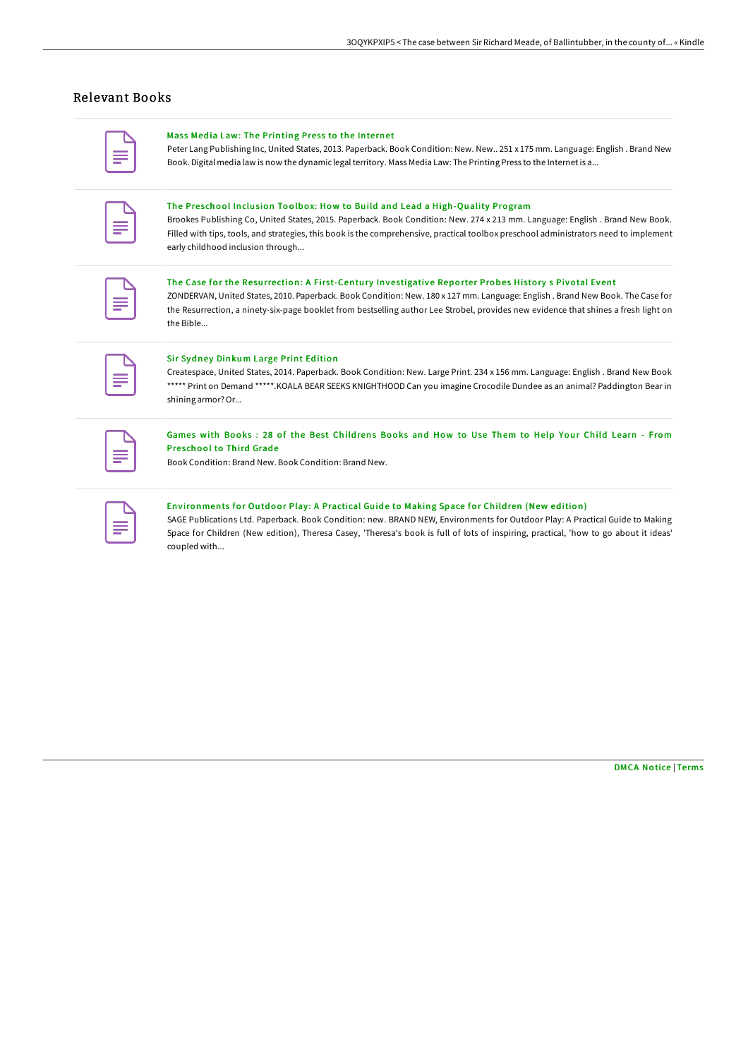## Relevant Books

### Mass Media Law: The Printing Press to the Internet

Peter Lang Publishing Inc, United States, 2013. Paperback. Book Condition: New. New.. 251 x 175 mm. Language: English . Brand New Book. Digital media law is now the dynamic legal territory. Mass Media Law: The Printing Press to the Internet is a...

### The Preschool Inclusion Toolbox: How to Build and Lead a High-Quality Program

Brookes Publishing Co, United States, 2015. Paperback. Book Condition: New. 274 x 213 mm. Language: English . Brand New Book. Filled with tips, tools, and strategies, this book is the comprehensive, practical toolbox preschool administrators need to implement early childhood inclusion through...

### The Case for the Resurrection: A First-Century Investigative Reporter Probes History s Pivotal Event

ZONDERVAN, United States, 2010. Paperback. Book Condition: New. 180 x 127 mm. Language: English . Brand New Book. The Case for the Resurrection, a ninety-six-page booklet from bestselling author Lee Strobel, provides new evidence that shines a fresh light on the Bible...

### Sir Sydney Dinkum Large Print Edition

Createspace, United States, 2014. Paperback. Book Condition: New. Large Print. 234 x 156 mm. Language: English . Brand New Book ***** Print on Demand *****.KOALA BEAR SEEKS KNIGHTHOOD Can you imagine Crocodile Dundee as an animal? Paddington Bear in shining armor? Or...

### Games with Books : 28 of the Best Childrens Books and How to Use Them to Help Your Child Learn - From Preschool to Third Grade

Book Condition: Brand New. Book Condition: Brand New.

### Environments for Outdoor Play: A Practical Guide to Making Space for Children (New edition)

SAGE Publications Ltd. Paperback. Book Condition: new. BRAND NEW, Environments for Outdoor Play: A Practical Guide to Making Space for Children (New edition), Theresa Casey, 'Theresa's book is full of lots of inspiring, practical, 'how to go about it ideas' coupled with...

DMCA Notice | Terms